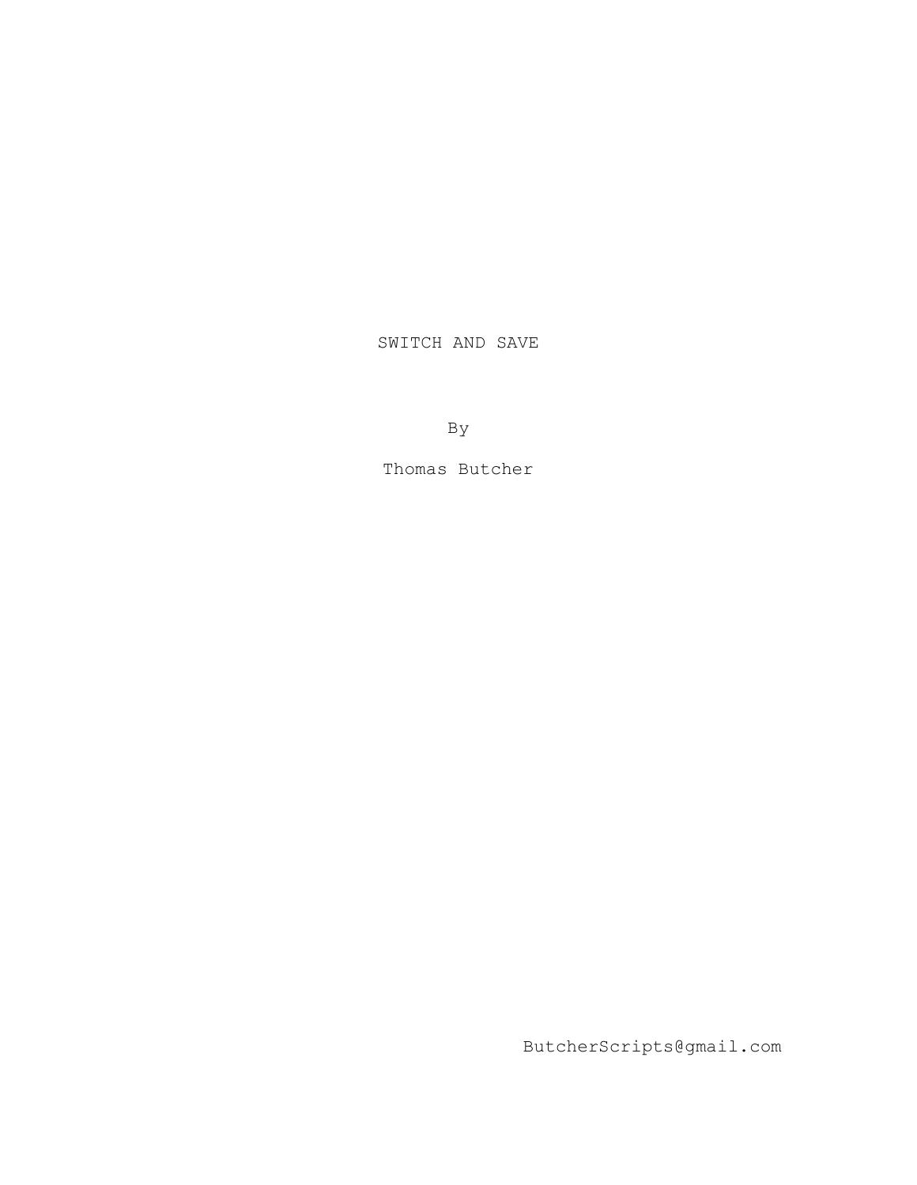# SWITCH AND SAVE

By

Thomas Butcher

ButcherScripts@gmail.com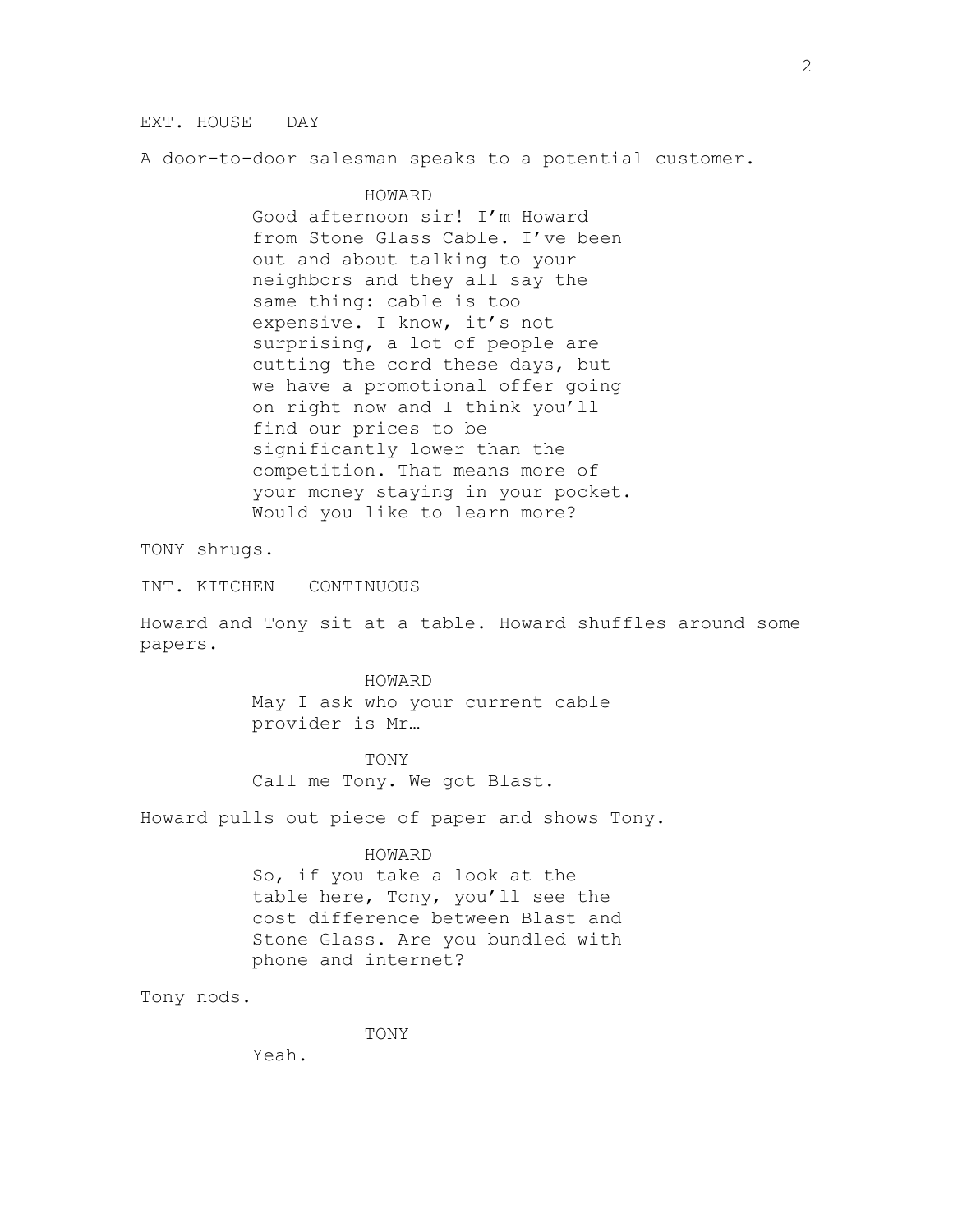EXT. HOUSE – DAY

A door-to-door salesman speaks to a potential customer.

HOWARD

Good afternoon sir! I'm Howard from Stone Glass Cable. I've been out and about talking to your neighbors and they all say the same thing: cable is too expensive. I know, it's not surprising, a lot of people are cutting the cord these days, but we have a promotional offer going on right now and I think you'll find our prices to be significantly lower than the competition. That means more of your money staying in your pocket. Would you like to learn more?

TONY shrugs.

INT. KITCHEN – CONTINUOUS

Howard and Tony sit at a table. Howard shuffles around some papers.

HOWARD

May I ask who your current cable provider is Mr…

TONY

Call me Tony. We got Blast.

Howard pulls out piece of paper and shows Tony.

HOWARD

So, if you take a look at the table here, Tony, you'll see the cost difference between Blast and Stone Glass. Are you bundled with phone and internet?

Tony nods.

TONY

Yeah.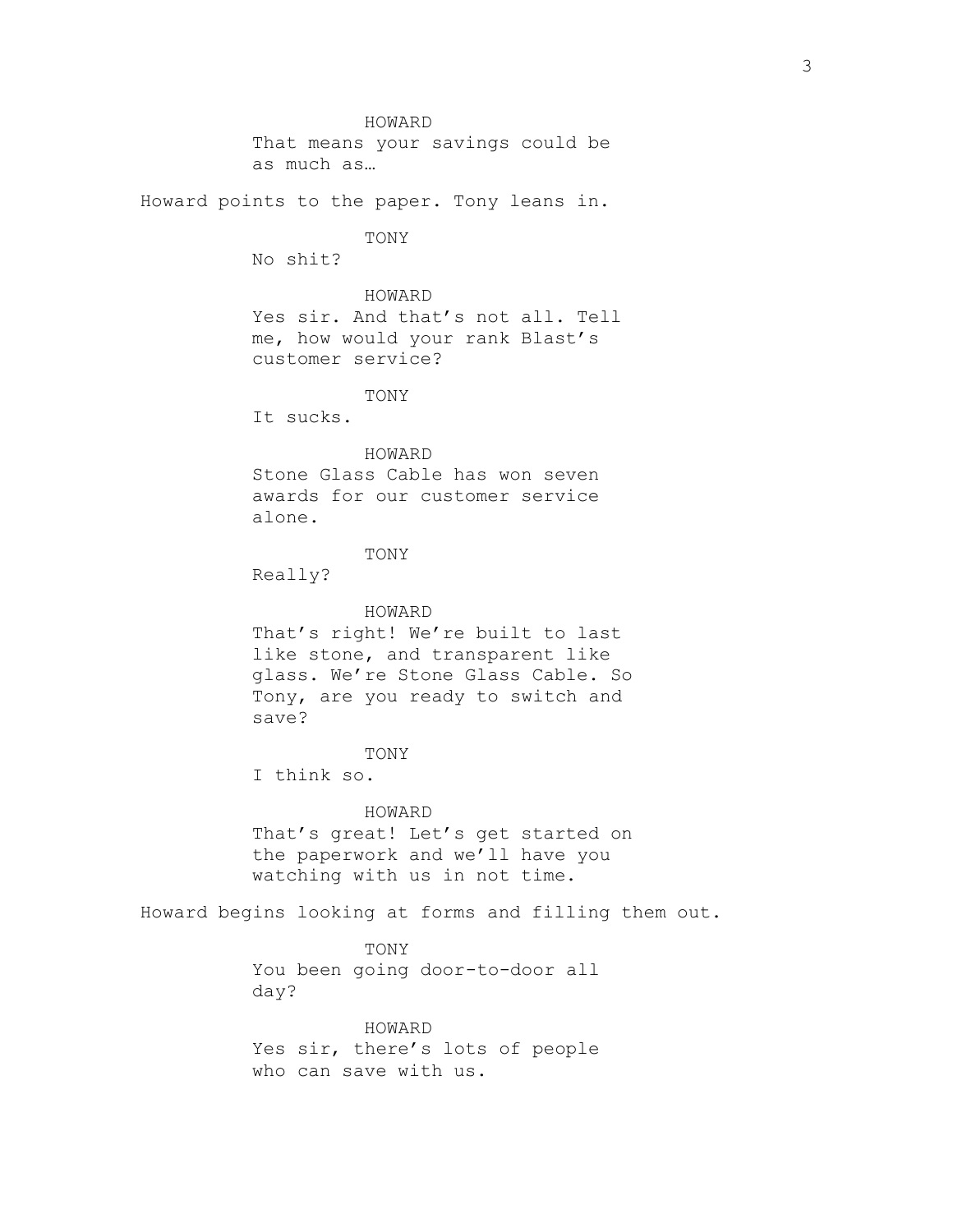HOWARD
That means your savings could be as much as…

Howard points to the paper. Tony leans in.

TONY
No shit?

HOWARD
Yes sir. And that's not all. Tell me, how would your rank Blast's customer service?

TONY
It sucks.

HOWARD
Stone Glass Cable has won seven awards for our customer service alone.

TONY
Really?

HOWARD
That's right! We're built to last like stone, and transparent like glass. We're Stone Glass Cable. So Tony, are you ready to switch and save?

TONY
I think so.

HOWARD
That's great! Let's get started on the paperwork and we'll have you watching with us in not time.

Howard begins looking at forms and filling them out.

TONY
You been going door-to-door all day?

HOWARD
Yes sir, there's lots of people who can save with us.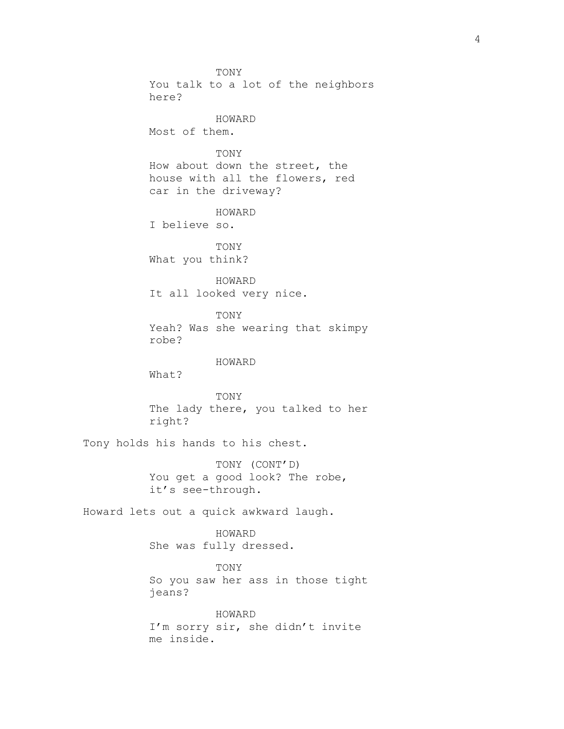TONY
You talk to a lot of the neighbors here?

HOWARD
Most of them.

TONY
How about down the street, the house with all the flowers, red car in the driveway?

HOWARD
I believe so.

TONY
What you think?

HOWARD
It all looked very nice.

TONY
Yeah? Was she wearing that skimpy robe?

HOWARD
What?

TONY
The lady there, you talked to her right?

Tony holds his hands to his chest.

TONY (CONT'D)
You get a good look? The robe, it's see-through.

Howard lets out a quick awkward laugh.

HOWARD
She was fully dressed.

TONY
So you saw her ass in those tight jeans?

HOWARD
I'm sorry sir, she didn't invite me inside.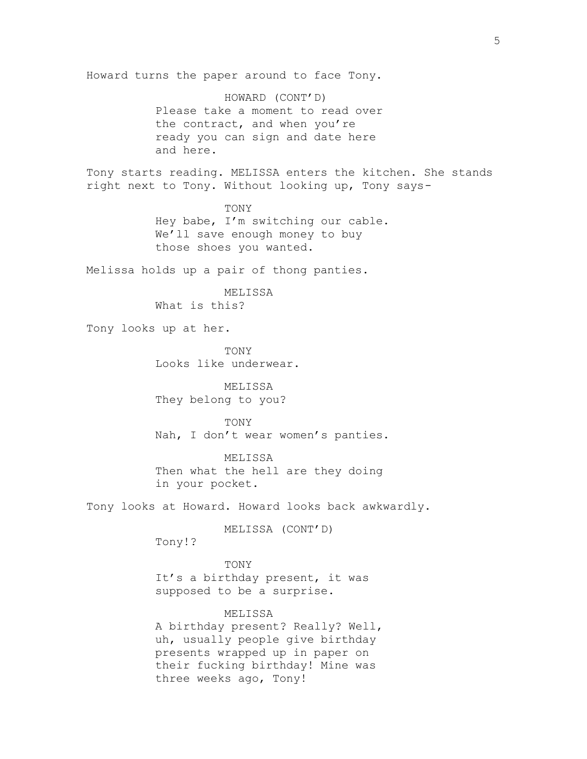Howard turns the paper around to face Tony.

HOWARD (CONT'D)
Please take a moment to read over the contract, and when you're ready you can sign and date here and here.

Tony starts reading. MELISSA enters the kitchen. She stands right next to Tony. Without looking up, Tony says-

TONY
Hey babe, I'm switching our cable. We'll save enough money to buy those shoes you wanted.

Melissa holds up a pair of thong panties.

MELISSA
What is this?

Tony looks up at her.

TONY
Looks like underwear.

MELISSA
They belong to you?

TONY
Nah, I don't wear women's panties.

MELISSA
Then what the hell are they doing in your pocket.

Tony looks at Howard. Howard looks back awkwardly.

MELISSA (CONT'D)
Tony!?

TONY
It's a birthday present, it was supposed to be a surprise.

MELISSA
A birthday present? Really? Well, uh, usually people give birthday presents wrapped up in paper on their fucking birthday! Mine was three weeks ago, Tony!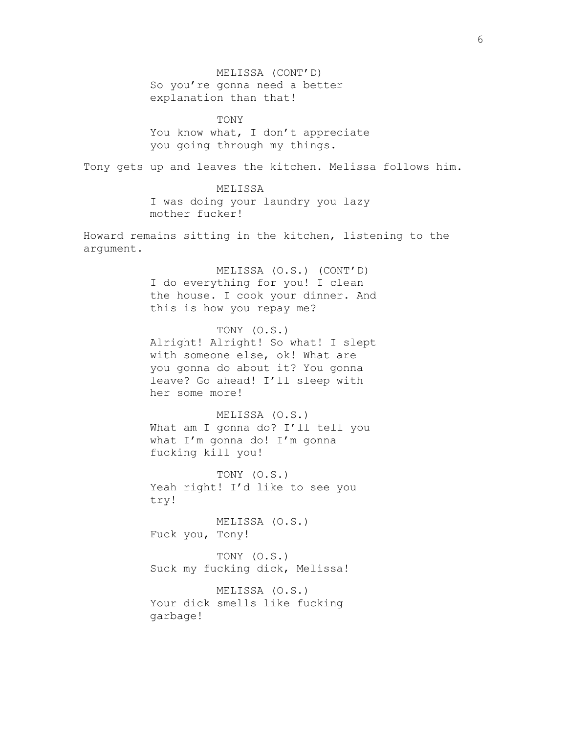MELISSA (CONT'D)
So you're gonna need a better explanation than that!

TONY
You know what, I don't appreciate you going through my things.

Tony gets up and leaves the kitchen. Melissa follows him.

MELISSA
I was doing your laundry you lazy mother fucker!

Howard remains sitting in the kitchen, listening to the argument.

MELISSA (O.S.) (CONT'D)
I do everything for you! I clean the house. I cook your dinner. And this is how you repay me?

TONY (O.S.)
Alright! Alright! So what! I slept with someone else, ok! What are you gonna do about it? You gonna leave? Go ahead! I'll sleep with her some more!

MELISSA (O.S.)
What am I gonna do? I'll tell you what I'm gonna do! I'm gonna fucking kill you!

TONY (O.S.)
Yeah right! I'd like to see you try!

MELISSA (O.S.)
Fuck you, Tony!

TONY (O.S.)
Suck my fucking dick, Melissa!

MELISSA (O.S.)
Your dick smells like fucking garbage!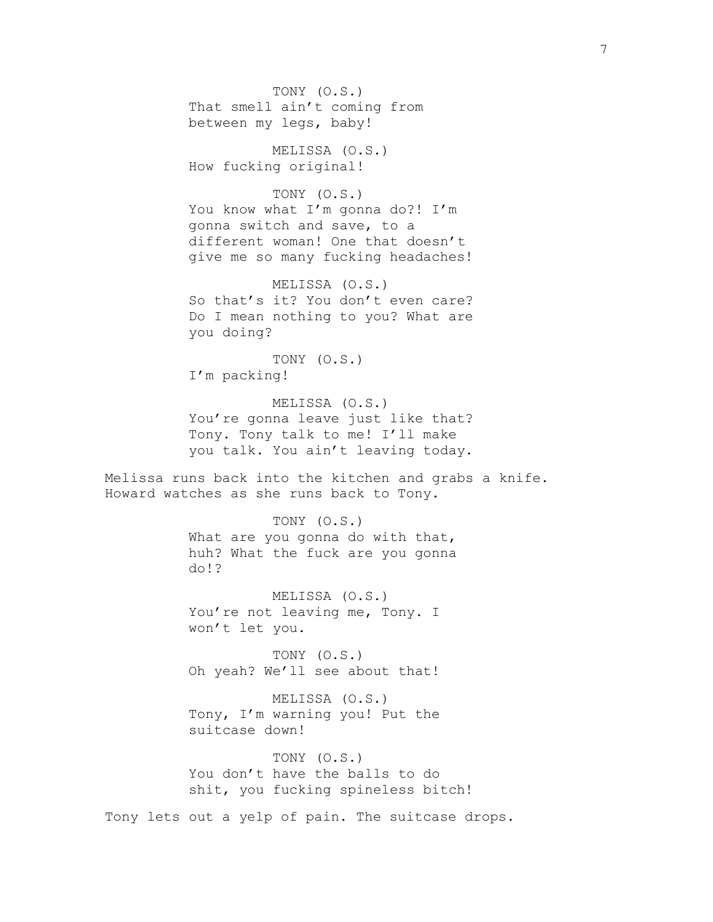TONY (O.S.)
That smell ain't coming from between my legs, baby!

MELISSA (O.S.)
How fucking original!

TONY (O.S.)
You know what I'm gonna do?! I'm gonna switch and save, to a different woman! One that doesn't give me so many fucking headaches!

MELISSA (O.S.)
So that's it? You don't even care? Do I mean nothing to you? What are you doing?

TONY (O.S.)
I'm packing!

MELISSA (O.S.)
You're gonna leave just like that? Tony. Tony talk to me! I'll make you talk. You ain't leaving today.

Melissa runs back into the kitchen and grabs a knife. Howard watches as she runs back to Tony.

TONY (O.S.)
What are you gonna do with that, huh? What the fuck are you gonna do!?

MELISSA (O.S.)
You're not leaving me, Tony. I won't let you.

TONY (O.S.)
Oh yeah? We'll see about that!

MELISSA (O.S.)
Tony, I'm warning you! Put the suitcase down!

TONY (O.S.)
You don't have the balls to do shit, you fucking spineless bitch!

Tony lets out a yelp of pain. The suitcase drops.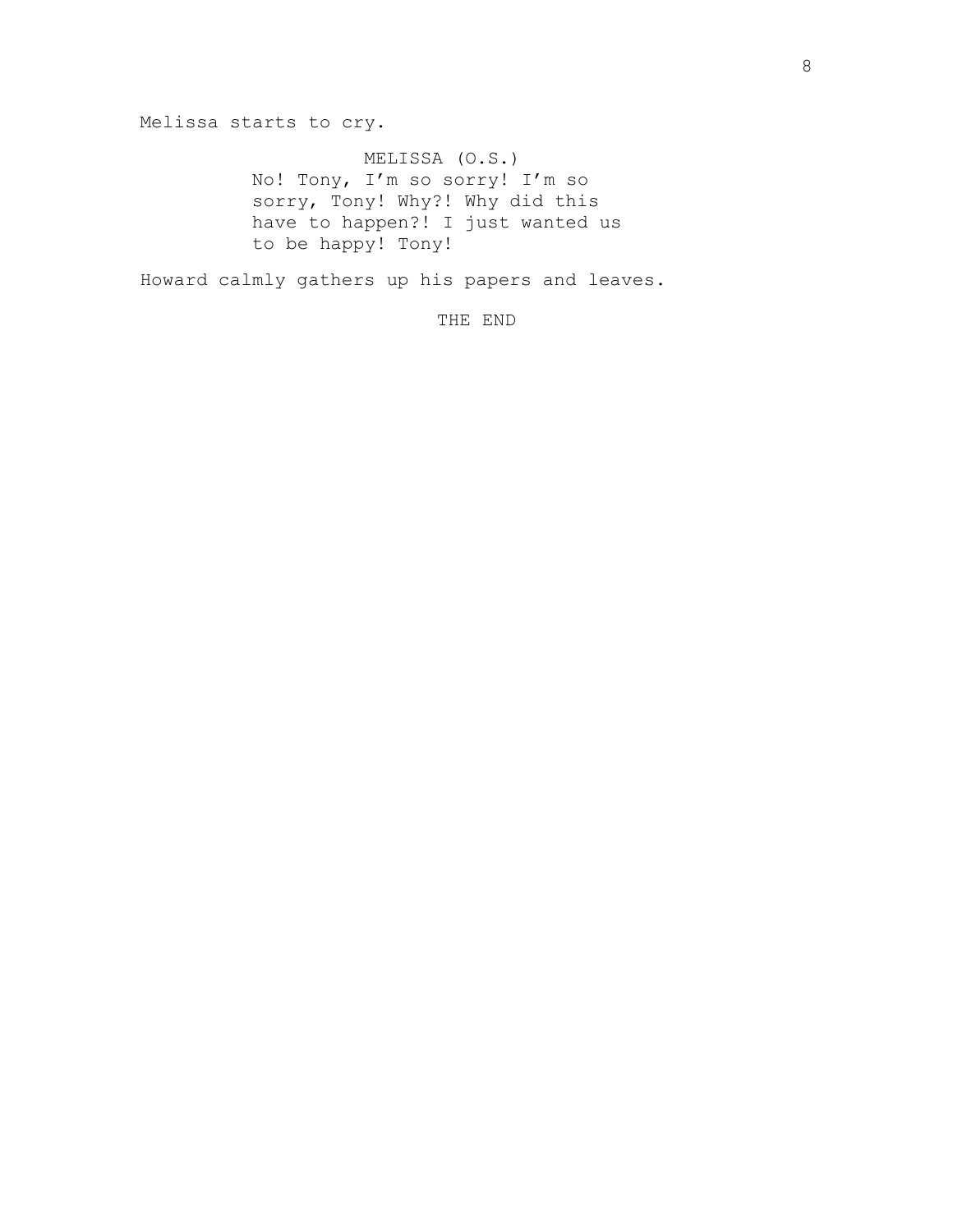Melissa starts to cry.

MELISSA (O.S.)
No! Tony, I'm so sorry! I'm so sorry, Tony! Why?! Why did this have to happen?! I just wanted us to be happy! Tony!

Howard calmly gathers up his papers and leaves.

THE END